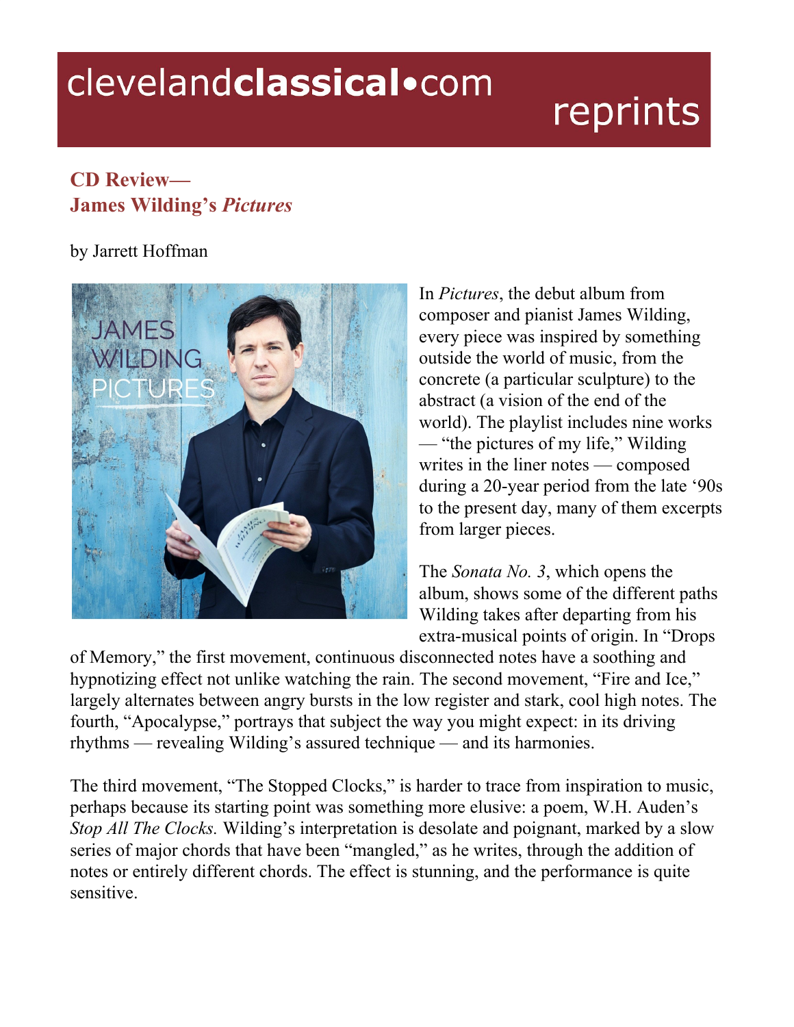clevelandclassical•com reprints

## CD Review—
## James Wilding's *Pictures*

by Jarrett Hoffman

In *Pictures*, the debut album from composer and pianist James Wilding, every piece was inspired by something outside the world of music, from the concrete (a particular sculpture) to the abstract (a vision of the end of the world). The playlist includes nine works — "the pictures of my life," Wilding writes in the liner notes — composed during a 20-year period from the late '90s to the present day, many of them excerpts from larger pieces.

The *Sonata No. 3*, which opens the album, shows some of the different paths Wilding takes after departing from his extra-musical points of origin. In "Drops of Memory," the first movement, continuous disconnected notes have a soothing and hypnotizing effect not unlike watching the rain. The second movement, "Fire and Ice," largely alternates between angry bursts in the low register and stark, cool high notes. The fourth, "Apocalypse," portrays that subject the way you might expect: in its driving rhythms — revealing Wilding's assured technique — and its harmonies.

The third movement, "The Stopped Clocks," is harder to trace from inspiration to music, perhaps because its starting point was something more elusive: a poem, W.H. Auden's *Stop All The Clocks.* Wilding's interpretation is desolate and poignant, marked by a slow series of major chords that have been "mangled," as he writes, through the addition of notes or entirely different chords. The effect is stunning, and the performance is quite sensitive.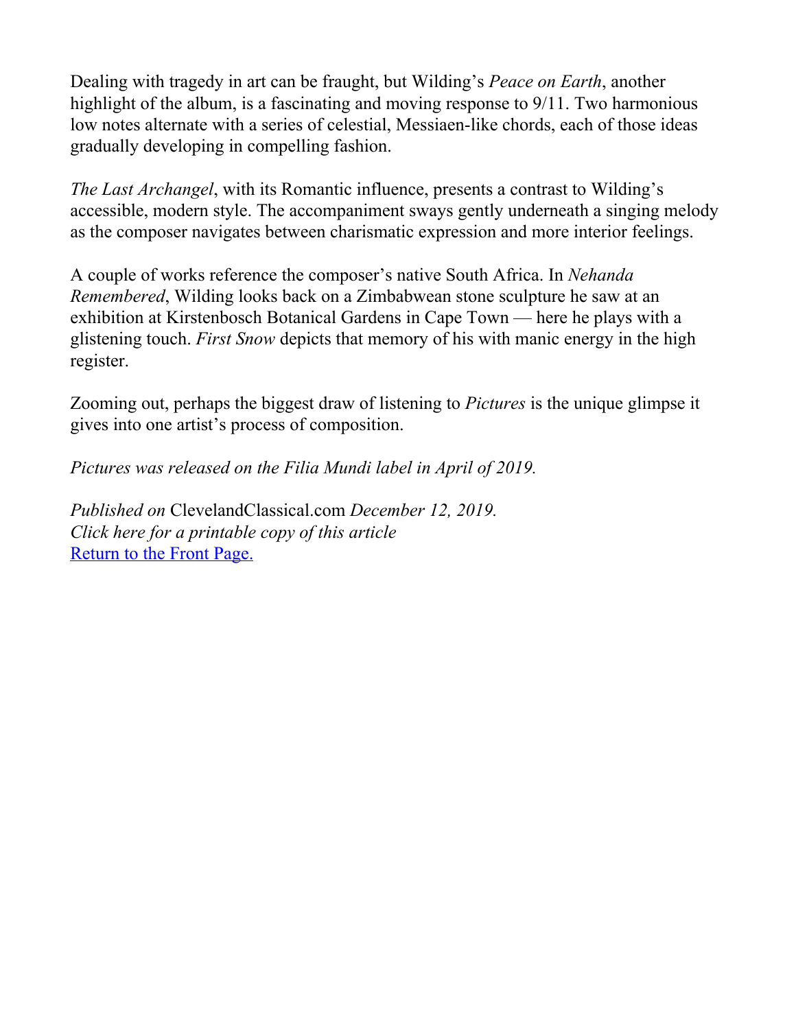Dealing with tragedy in art can be fraught, but Wilding's *Peace on Earth*, another highlight of the album, is a fascinating and moving response to 9/11. Two harmonious low notes alternate with a series of celestial, Messiaen-like chords, each of those ideas gradually developing in compelling fashion.

*The Last Archangel*, with its Romantic influence, presents a contrast to Wilding's accessible, modern style. The accompaniment sways gently underneath a singing melody as the composer navigates between charismatic expression and more interior feelings.

A couple of works reference the composer's native South Africa. In *Nehanda Remembered*, Wilding looks back on a Zimbabwean stone sculpture he saw at an exhibition at Kirstenbosch Botanical Gardens in Cape Town — here he plays with a glistening touch. *First Snow* depicts that memory of his with manic energy in the high register.

Zooming out, perhaps the biggest draw of listening to *Pictures* is the unique glimpse it gives into one artist's process of composition.

*Pictures was released on the Filia Mundi label in April of 2019.*

*Published on* ClevelandClassical.com *December 12, 2019.*
*Click here for a printable copy of this article*
[Return to the Front Page.]